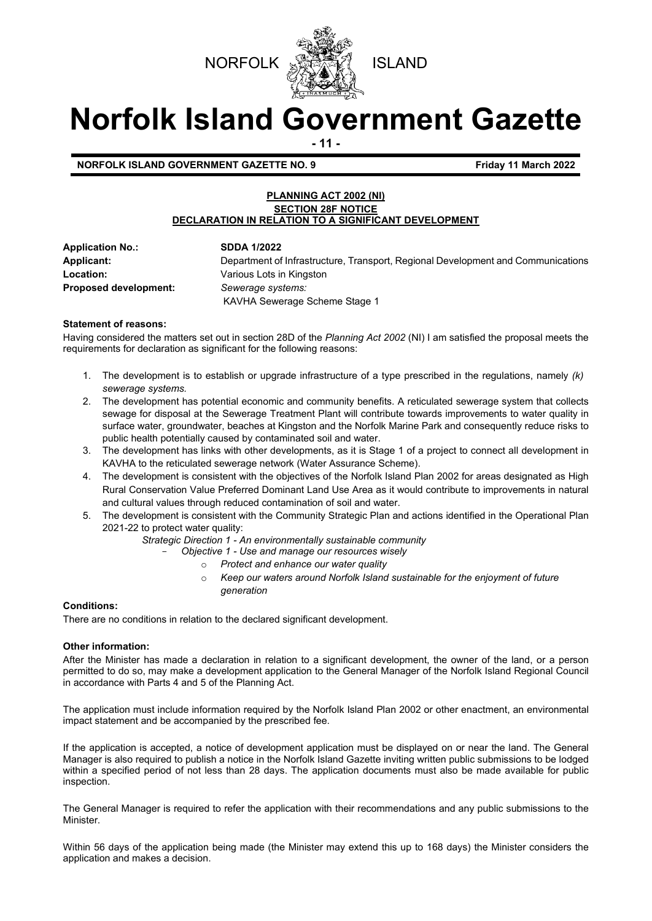NORFOLK ISLAND

# Norfolk Island Government Gazette

**NORFOLK ISLAND GOVERNMENT GAZETTE NO. 9** **Friday 11 March 2022**

## PLANNING ACT 2002 (NI)
### SECTION 28F NOTICE
### DECLARATION IN RELATION TO A SIGNIFICANT DEVELOPMENT

**Application No.:** **SDDA 1/2022**

**Applicant:** Department of Infrastructure, Transport, Regional Development and Communications

**Location:** Various Lots in Kingston

**Proposed development:** *Sewerage systems:* KAVHA Sewerage Scheme Stage 1

**Statement of reasons:**

Having considered the matters set out in section 28D of the *Planning Act 2002* (NI) I am satisfied the proposal meets the requirements for declaration as significant for the following reasons:

1. The development is to establish or upgrade infrastructure of a type prescribed in the regulations, namely *(k) sewerage systems.*
2. The development has potential economic and community benefits. A reticulated sewerage system that collects sewage for disposal at the Sewerage Treatment Plant will contribute towards improvements to water quality in surface water, groundwater, beaches at Kingston and the Norfolk Marine Park and consequently reduce risks to public health potentially caused by contaminated soil and water.
3. The development has links with other developments, as it is Stage 1 of a project to connect all development in KAVHA to the reticulated sewerage network (Water Assurance Scheme).
4. The development is consistent with the objectives of the Norfolk Island Plan 2002 for areas designated as High Rural Conservation Value Preferred Dominant Land Use Area as it would contribute to improvements in natural and cultural values through reduced contamination of soil and water.
5. The development is consistent with the Community Strategic Plan and actions identified in the Operational Plan 2021-22 to protect water quality:

   *Strategic Direction 1 - An environmentally sustainable community*
   - *Objective 1 - Use and manage our resources wisely*
     - *Protect and enhance our water quality*
     - *Keep our waters around Norfolk Island sustainable for the enjoyment of future generation*

**Conditions:**

There are no conditions in relation to the declared significant development.

**Other information:**

After the Minister has made a declaration in relation to a significant development, the owner of the land, or a person permitted to do so, may make a development application to the General Manager of the Norfolk Island Regional Council in accordance with Parts 4 and 5 of the Planning Act.

The application must include information required by the Norfolk Island Plan 2002 or other enactment, an environmental impact statement and be accompanied by the prescribed fee.

If the application is accepted, a notice of development application must be displayed on or near the land. The General Manager is also required to publish a notice in the Norfolk Island Gazette inviting written public submissions to be lodged within a specified period of not less than 28 days. The application documents must also be made available for public inspection.

The General Manager is required to refer the application with their recommendations and any public submissions to the Minister.

Within 56 days of the application being made (the Minister may extend this up to 168 days) the Minister considers the application and makes a decision.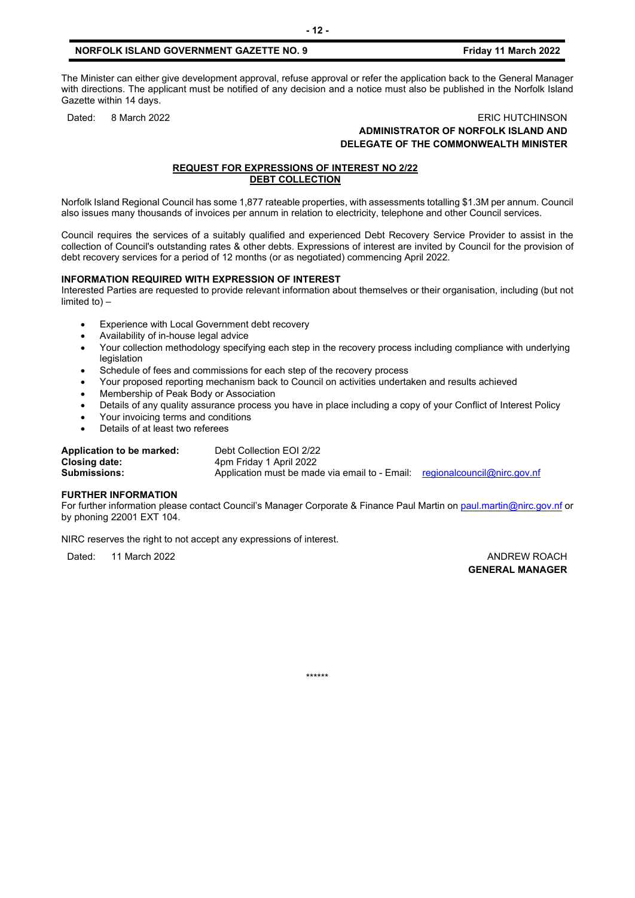The Minister can either give development approval, refuse approval or refer the application back to the General Manager with directions. The applicant must be notified of any decision and a notice must also be published in the Norfolk Island Gazette within 14 days.

Dated: 8 March 2022

ERIC HUTCHINSON
**ADMINISTRATOR OF NORFOLK ISLAND AND DELEGATE OF THE COMMONWEALTH MINISTER**

## REQUEST FOR EXPRESSIONS OF INTEREST NO 2/22
## DEBT COLLECTION

Norfolk Island Regional Council has some 1,877 rateable properties, with assessments totalling $1.3M per annum. Council also issues many thousands of invoices per annum in relation to electricity, telephone and other Council services.

Council requires the services of a suitably qualified and experienced Debt Recovery Service Provider to assist in the collection of Council's outstanding rates & other debts. Expressions of interest are invited by Council for the provision of debt recovery services for a period of 12 months (or as negotiated) commencing April 2022.

**INFORMATION REQUIRED WITH EXPRESSION OF INTEREST**

Interested Parties are requested to provide relevant information about themselves or their organisation, including (but not limited to) –

- Experience with Local Government debt recovery
- Availability of in-house legal advice
- Your collection methodology specifying each step in the recovery process including compliance with underlying legislation
- Schedule of fees and commissions for each step of the recovery process
- Your proposed reporting mechanism back to Council on activities undertaken and results achieved
- Membership of Peak Body or Association
- Details of any quality assurance process you have in place including a copy of your Conflict of Interest Policy
- Your invoicing terms and conditions
- Details of at least two referees

| | |
|---|---|
| **Application to be marked:** | Debt Collection EOI 2/22 |
| **Closing date:** | 4pm Friday 1 April 2022 |
| **Submissions:** | Application must be made via email to - Email: regionalcouncil@nirc.gov.nf |

**FURTHER INFORMATION**

For further information please contact Council's Manager Corporate & Finance Paul Martin on paul.martin@nirc.gov.nf or by phoning 22001 EXT 104.

NIRC reserves the right to not accept any expressions of interest.

Dated: 11 March 2022

ANDREW ROACH
**GENERAL MANAGER**

******